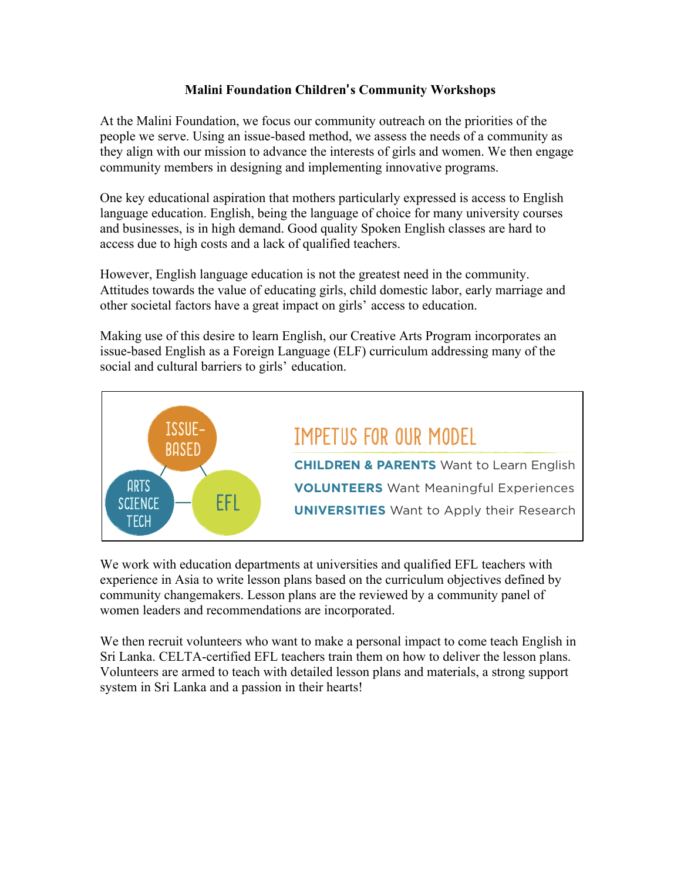# Malini Foundation Children's Community Workshops

At the Malini Foundation, we focus our community outreach on the priorities of the people we serve. Using an issue-based method, we assess the needs of a community as they align with our mission to advance the interests of girls and women. We then engage community members in designing and implementing innovative programs.

One key educational aspiration that mothers particularly expressed is access to English language education. English, being the language of choice for many university courses and businesses, is in high demand. Good quality Spoken English classes are hard to access due to high costs and a lack of qualified teachers.

However, English language education is not the greatest need in the community. Attitudes towards the value of educating girls, child domestic labor, early marriage and other societal factors have a great impact on girls' access to education.

Making use of this desire to learn English, our Creative Arts Program incorporates an issue-based English as a Foreign Language (ELF) curriculum addressing many of the social and cultural barriers to girls' education.

ISSUE-BASED — ARTS SCIENCE TECH — EFL

## IMPETUS FOR OUR MODEL

**CHILDREN & PARENTS** Want to Learn English

**VOLUNTEERS** Want Meaningful Experiences

**UNIVERSITIES** Want to Apply their Research

We work with education departments at universities and qualified EFL teachers with experience in Asia to write lesson plans based on the curriculum objectives defined by community changemakers. Lesson plans are the reviewed by a community panel of women leaders and recommendations are incorporated.

We then recruit volunteers who want to make a personal impact to come teach English in Sri Lanka. CELTA-certified EFL teachers train them on how to deliver the lesson plans. Volunteers are armed to teach with detailed lesson plans and materials, a strong support system in Sri Lanka and a passion in their hearts!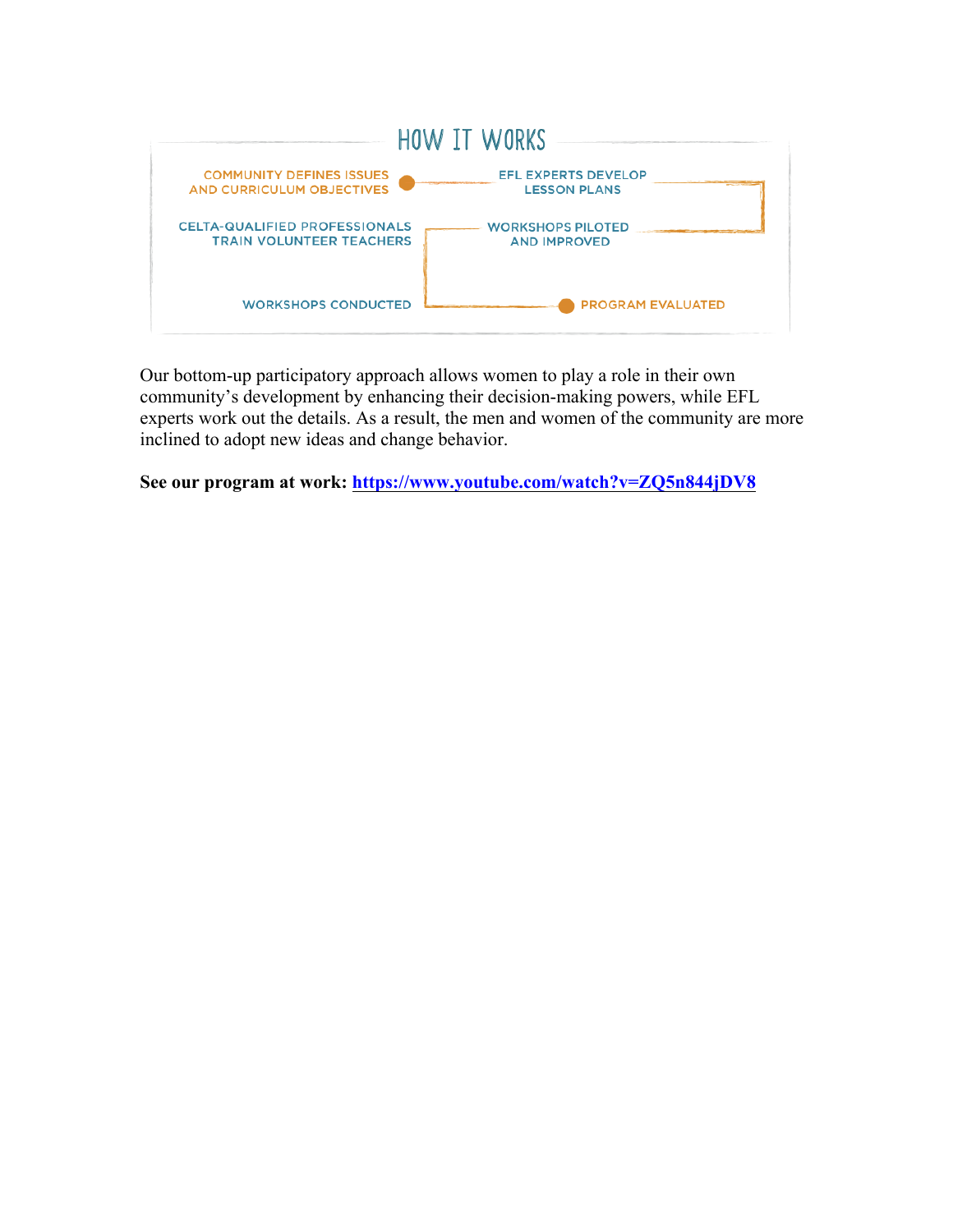## HOW IT WORKS

COMMUNITY DEFINES ISSUES AND CURRICULUM OBJECTIVES

EFL EXPERTS DEVELOP LESSON PLANS

WORKSHOPS PILOTED AND IMPROVED

CELTA-QUALIFIED PROFESSIONALS TRAIN VOLUNTEER TEACHERS

WORKSHOPS CONDUCTED

PROGRAM EVALUATED

Our bottom-up participatory approach allows women to play a role in their own community's development by enhancing their decision-making powers, while EFL experts work out the details. As a result, the men and women of the community are more inclined to adopt new ideas and change behavior.

**See our program at work: [https://www.youtube.com/watch?v=ZQ5n844jDV8](https://www.youtube.com/watch?v=ZQ5n844jDV8)**